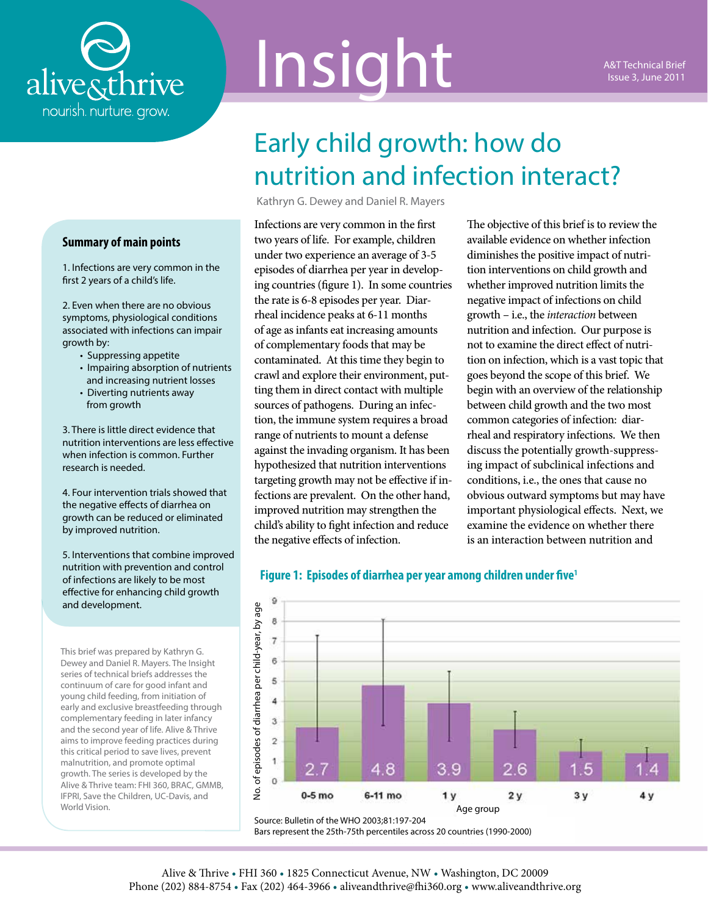alive&thrive

nourish. nurture. grow.

# Insight

A&T Technical Brief
Issue 3, June 2011

## Early child growth: how do nutrition and infection interact?

Kathryn G. Dewey and Daniel R. Mayers

### Summary of main points

1. Infections are very common in the first 2 years of a child's life.

2. Even when there are no obvious symptoms, physiological conditions associated with infections can impair growth by:
   - Suppressing appetite
   - Impairing absorption of nutrients and increasing nutrient losses
   - Diverting nutrients away from growth

3. There is little direct evidence that nutrition interventions are less effective when infection is common. Further research is needed.

4. Four intervention trials showed that the negative effects of diarrhea on growth can be reduced or eliminated by improved nutrition.

5. Interventions that combine improved nutrition with prevention and control of infections are likely to be most effective for enhancing child growth and development.

This brief was prepared by Kathryn G. Dewey and Daniel R. Mayers. The Insight series of technical briefs addresses the continuum of care for good infant and young child feeding, from initiation of early and exclusive breastfeeding through complementary feeding in later infancy and the second year of life. Alive & Thrive aims to improve feeding practices during this critical period to save lives, prevent malnutrition, and promote optimal growth. The series is developed by the Alive & Thrive team: FHI 360, BRAC, GMMB, IFPRI, Save the Children, UC-Davis, and World Vision.

Infections are very common in the first two years of life. For example, children under two experience an average of 3-5 episodes of diarrhea per year in developing countries (figure 1). In some countries the rate is 6-8 episodes per year. Diarrheal incidence peaks at 6-11 months of age as infants eat increasing amounts of complementary foods that may be contaminated. At this time they begin to crawl and explore their environment, putting them in direct contact with multiple sources of pathogens. During an infection, the immune system requires a broad range of nutrients to mount a defense against the invading organism. It has been hypothesized that nutrition interventions targeting growth may not be effective if infections are prevalent. On the other hand, improved nutrition may strengthen the child's ability to fight infection and reduce the negative effects of infection.

The objective of this brief is to review the available evidence on whether infection diminishes the positive impact of nutrition interventions on child growth and whether improved nutrition limits the negative impact of infections on child growth – i.e., the *interaction* between nutrition and infection. Our purpose is not to examine the direct effect of nutrition on infection, which is a vast topic that goes beyond the scope of this brief. We begin with an overview of the relationship between child growth and the two most common categories of infection: diarrheal and respiratory infections. We then discuss the potentially growth-suppressing impact of subclinical infections and conditions, i.e., the ones that cause no obvious outward symptoms but may have important physiological effects. Next, we examine the evidence on whether there is an interaction between nutrition and

**Figure 1: Episodes of diarrhea per year among children under five[1]**

| Age group | No. of episodes of diarrhea per child-year |
|---|---|
| 0-5 mo | 2.7 |
| 6-11 mo | 4.8 |
| 1 y | 3.9 |
| 2 y | 2.6 |
| 3 y | 1.5 |
| 4 y | 1.4 |

Source: Bulletin of the WHO 2003;81:197-204
Bars represent the 25th-75th percentiles across 20 countries (1990-2000)

Alive & Thrive • FHI 360 • 1825 Connecticut Avenue, NW • Washington, DC 20009
Phone (202) 884-8754 • Fax (202) 464-3966 • aliveandthrive@fhi360.org • www.aliveandthrive.org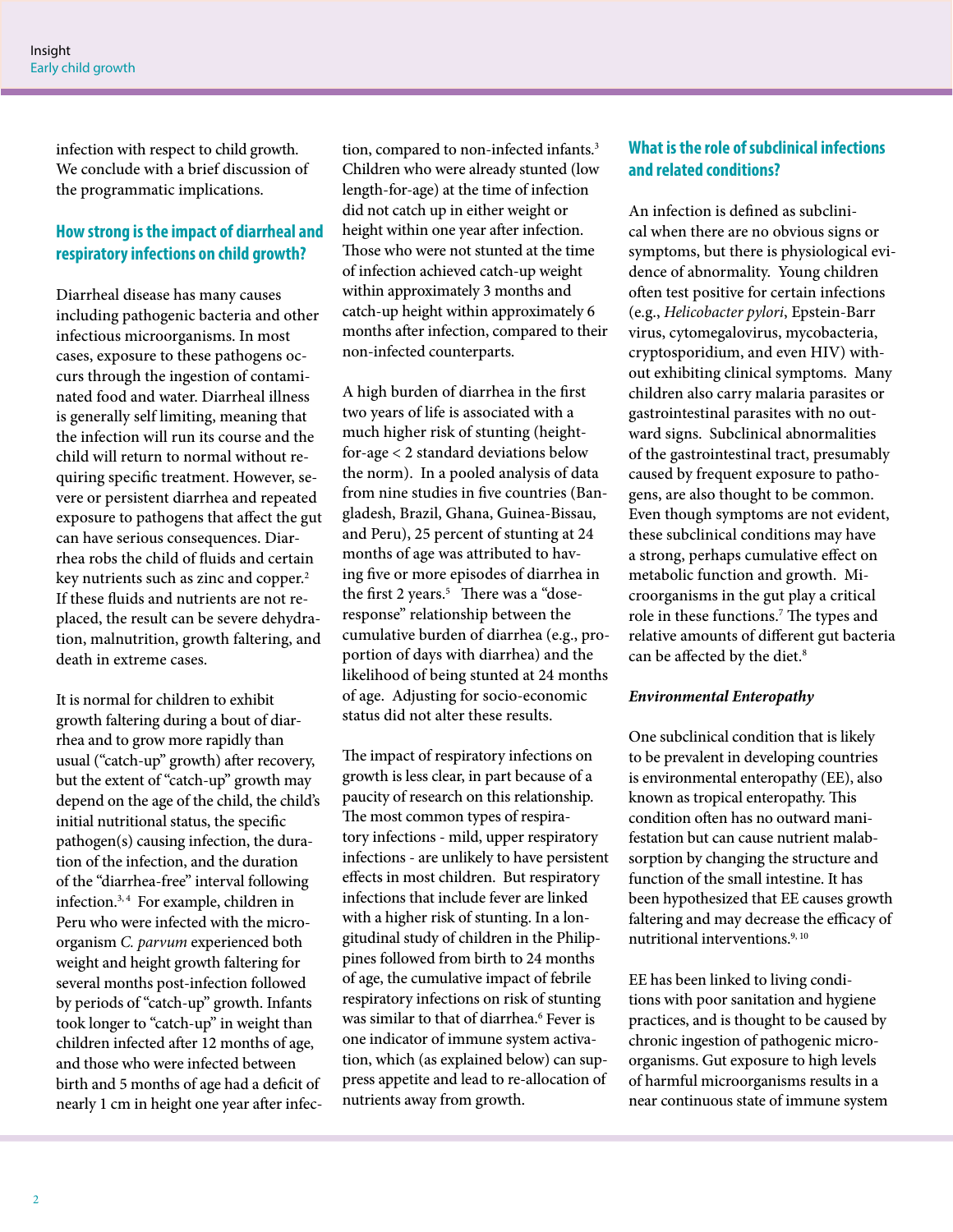infection with respect to child growth. We conclude with a brief discussion of the programmatic implications.

## How strong is the impact of diarrheal and respiratory infections on child growth?

Diarrheal disease has many causes including pathogenic bacteria and other infectious microorganisms. In most cases, exposure to these pathogens occurs through the ingestion of contaminated food and water. Diarrheal illness is generally self limiting, meaning that the infection will run its course and the child will return to normal without requiring specific treatment. However, severe or persistent diarrhea and repeated exposure to pathogens that affect the gut can have serious consequences. Diarrhea robs the child of fluids and certain key nutrients such as zinc and copper.[2] If these fluids and nutrients are not replaced, the result can be severe dehydration, malnutrition, growth faltering, and death in extreme cases.

It is normal for children to exhibit growth faltering during a bout of diarrhea and to grow more rapidly than usual ("catch-up" growth) after recovery, but the extent of "catch-up" growth may depend on the age of the child, the child's initial nutritional status, the specific pathogen(s) causing infection, the duration of the infection, and the duration of the "diarrhea-free" interval following infection.[3, 4] For example, children in Peru who were infected with the microorganism *C. parvum* experienced both weight and height growth faltering for several months post-infection followed by periods of "catch-up" growth. Infants took longer to "catch-up" in weight than children infected after 12 months of age, and those who were infected between birth and 5 months of age had a deficit of nearly 1 cm in height one year after infection, compared to non-infected infants.[3] Children who were already stunted (low length-for-age) at the time of infection did not catch up in either weight or height within one year after infection. Those who were not stunted at the time of infection achieved catch-up weight within approximately 3 months and catch-up height within approximately 6 months after infection, compared to their non-infected counterparts.

A high burden of diarrhea in the first two years of life is associated with a much higher risk of stunting (height-for-age < 2 standard deviations below the norm). In a pooled analysis of data from nine studies in five countries (Bangladesh, Brazil, Ghana, Guinea-Bissau, and Peru), 25 percent of stunting at 24 months of age was attributed to having five or more episodes of diarrhea in the first 2 years.[5] There was a "dose-response" relationship between the cumulative burden of diarrhea (e.g., proportion of days with diarrhea) and the likelihood of being stunted at 24 months of age. Adjusting for socio-economic status did not alter these results.

The impact of respiratory infections on growth is less clear, in part because of a paucity of research on this relationship. The most common types of respiratory infections - mild, upper respiratory infections - are unlikely to have persistent effects in most children. But respiratory infections that include fever are linked with a higher risk of stunting. In a longitudinal study of children in the Philippines followed from birth to 24 months of age, the cumulative impact of febrile respiratory infections on risk of stunting was similar to that of diarrhea.[6] Fever is one indicator of immune system activation, which (as explained below) can suppress appetite and lead to re-allocation of nutrients away from growth.

## What is the role of subclinical infections and related conditions?

An infection is defined as subclinical when there are no obvious signs or symptoms, but there is physiological evidence of abnormality. Young children often test positive for certain infections (e.g., *Helicobacter pylori*, Epstein-Barr virus, cytomegalovirus, mycobacteria, cryptosporidium, and even HIV) without exhibiting clinical symptoms. Many children also carry malaria parasites or gastrointestinal parasites with no outward signs. Subclinical abnormalities of the gastrointestinal tract, presumably caused by frequent exposure to pathogens, are also thought to be common. Even though symptoms are not evident, these subclinical conditions may have a strong, perhaps cumulative effect on metabolic function and growth. Microorganisms in the gut play a critical role in these functions.[7] The types and relative amounts of different gut bacteria can be affected by the diet.[8]

### *Environmental Enteropathy*

One subclinical condition that is likely to be prevalent in developing countries is environmental enteropathy (EE), also known as tropical enteropathy. This condition often has no outward manifestation but can cause nutrient malabsorption by changing the structure and function of the small intestine. It has been hypothesized that EE causes growth faltering and may decrease the efficacy of nutritional interventions.[9, 10]

EE has been linked to living conditions with poor sanitation and hygiene practices, and is thought to be caused by chronic ingestion of pathogenic microorganisms. Gut exposure to high levels of harmful microorganisms results in a near continuous state of immune system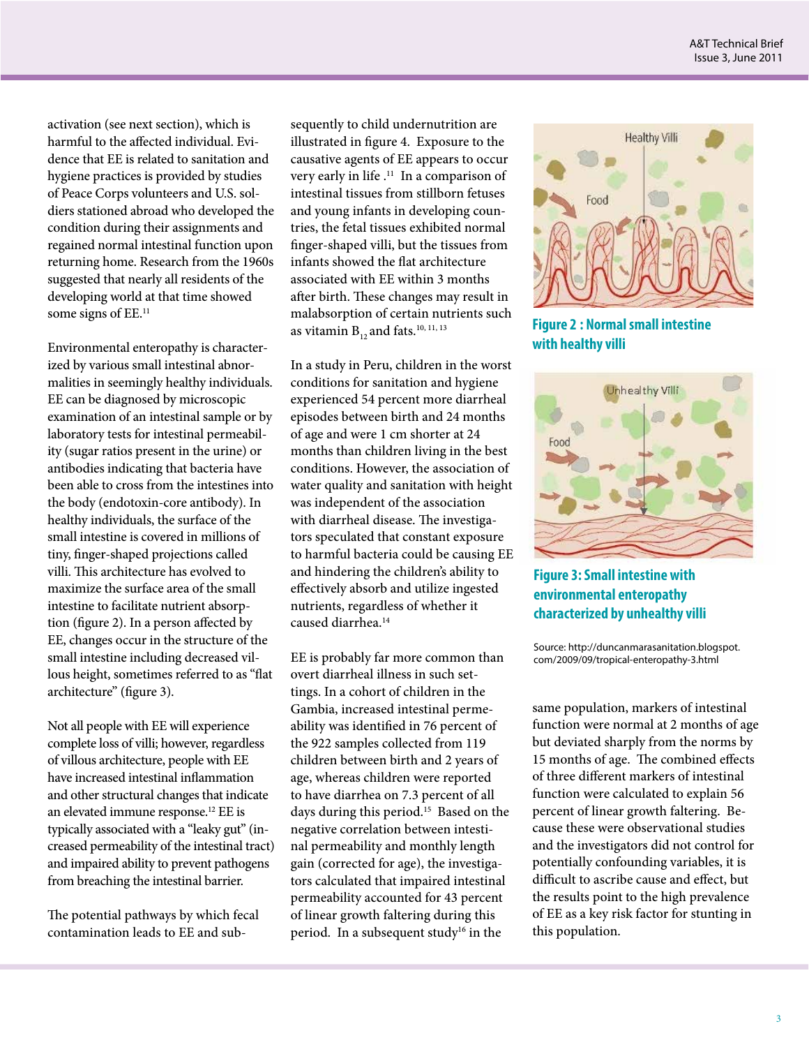activation (see next section), which is harmful to the affected individual. Evidence that EE is related to sanitation and hygiene practices is provided by studies of Peace Corps volunteers and U.S. soldiers stationed abroad who developed the condition during their assignments and regained normal intestinal function upon returning home. Research from the 1960s suggested that nearly all residents of the developing world at that time showed some signs of EE.[11]

Environmental enteropathy is characterized by various small intestinal abnormalities in seemingly healthy individuals. EE can be diagnosed by microscopic examination of an intestinal sample or by laboratory tests for intestinal permeability (sugar ratios present in the urine) or antibodies indicating that bacteria have been able to cross from the intestines into the body (endotoxin-core antibody). In healthy individuals, the surface of the small intestine is covered in millions of tiny, finger-shaped projections called villi. This architecture has evolved to maximize the surface area of the small intestine to facilitate nutrient absorption (figure 2). In a person affected by EE, changes occur in the structure of the small intestine including decreased villous height, sometimes referred to as "flat architecture" (figure 3).

Not all people with EE will experience complete loss of villi; however, regardless of villous architecture, people with EE have increased intestinal inflammation and other structural changes that indicate an elevated immune response.[12] EE is typically associated with a "leaky gut" (increased permeability of the intestinal tract) and impaired ability to prevent pathogens from breaching the intestinal barrier.

The potential pathways by which fecal contamination leads to EE and subsequently to child undernutrition are illustrated in figure 4. Exposure to the causative agents of EE appears to occur very early in life.[11] In a comparison of intestinal tissues from stillborn fetuses and young infants in developing countries, the fetal tissues exhibited normal finger-shaped villi, but the tissues from infants showed the flat architecture associated with EE within 3 months after birth. These changes may result in malabsorption of certain nutrients such as vitamin $B_{12}$ and fats.[10, 11, 13]

In a study in Peru, children in the worst conditions for sanitation and hygiene experienced 54 percent more diarrheal episodes between birth and 24 months of age and were 1 cm shorter at 24 months than children living in the best conditions. However, the association of water quality and sanitation with height was independent of the association with diarrheal disease. The investigators speculated that constant exposure to harmful bacteria could be causing EE and hindering the children's ability to effectively absorb and utilize ingested nutrients, regardless of whether it caused diarrhea.[14]

EE is probably far more common than overt diarrheal illness in such settings. In a cohort of children in the Gambia, increased intestinal permeability was identified in 76 percent of the 922 samples collected from 119 children between birth and 2 years of age, whereas children were reported to have diarrhea on 7.3 percent of all days during this period.[15] Based on the negative correlation between intestinal permeability and monthly length gain (corrected for age), the investigators calculated that impaired intestinal permeability accounted for 43 percent of linear growth faltering during this period. In a subsequent study[16] in the same population, markers of intestinal function were normal at 2 months of age but deviated sharply from the norms by 15 months of age. The combined effects of three different markers of intestinal function were calculated to explain 56 percent of linear growth faltering. Because these were observational studies and the investigators did not control for potentially confounding variables, it is difficult to ascribe cause and effect, but the results point to the high prevalence of EE as a key risk factor for stunting in this population.

**Figure 2 : Normal small intestine with healthy villi**

**Figure 3: Small intestine with environmental enteropathy characterized by unhealthy villi**

Source: http://duncanmarasanitation.blogspot.com/2009/09/tropical-enteropathy-3.html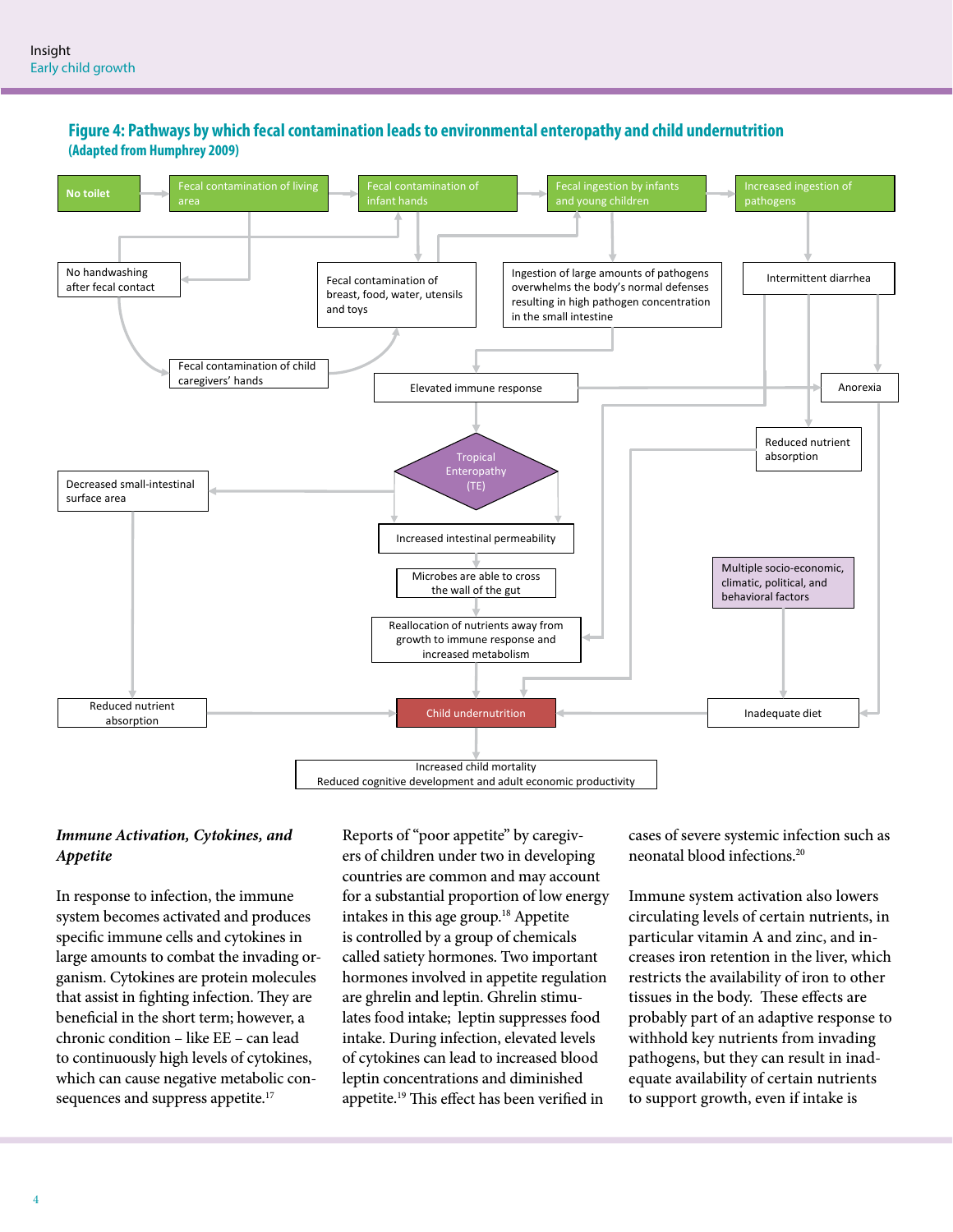## Figure 4: Pathways by which fecal contamination leads to environmental enteropathy and child undernutrition

**(Adapted from Humphrey 2009)**

No toilet → Fecal contamination of living area → Fecal contamination of infant hands → Fecal ingestion by infants and young children → Increased ingestion of pathogens

No handwashing after fecal contact

Fecal contamination of breast, food, water, utensils and toys

Ingestion of large amounts of pathogens overwhelms the body's normal defenses resulting in high pathogen concentration in the small intestine

Intermittent diarrhea

Fecal contamination of child caregivers' hands

Elevated immune response

Anorexia

Reduced nutrient absorption

Tropical Enteropathy (TE)

Decreased small-intestinal surface area

Increased intestinal permeability

Microbes are able to cross the wall of the gut

Multiple socio-economic, climatic, political, and behavioral factors

Reallocation of nutrients away from growth to immune response and increased metabolism

Reduced nutrient absorption

Child undernutrition

Inadequate diet

Increased child mortality
Reduced cognitive development and adult economic productivity

### *Immune Activation, Cytokines, and Appetite*

In response to infection, the immune system becomes activated and produces specific immune cells and cytokines in large amounts to combat the invading organism. Cytokines are protein molecules that assist in fighting infection. They are beneficial in the short term; however, a chronic condition – like EE – can lead to continuously high levels of cytokines, which can cause negative metabolic consequences and suppress appetite.[17]

Reports of "poor appetite" by caregivers of children under two in developing countries are common and may account for a substantial proportion of low energy intakes in this age group.[18] Appetite is controlled by a group of chemicals called satiety hormones. Two important hormones involved in appetite regulation are ghrelin and leptin. Ghrelin stimulates food intake; leptin suppresses food intake. During infection, elevated levels of cytokines can lead to increased blood leptin concentrations and diminished appetite.[19] This effect has been verified in cases of severe systemic infection such as neonatal blood infections.[20]

Immune system activation also lowers circulating levels of certain nutrients, in particular vitamin A and zinc, and increases iron retention in the liver, which restricts the availability of iron to other tissues in the body. These effects are probably part of an adaptive response to withhold key nutrients from invading pathogens, but they can result in inadequate availability of certain nutrients to support growth, even if intake is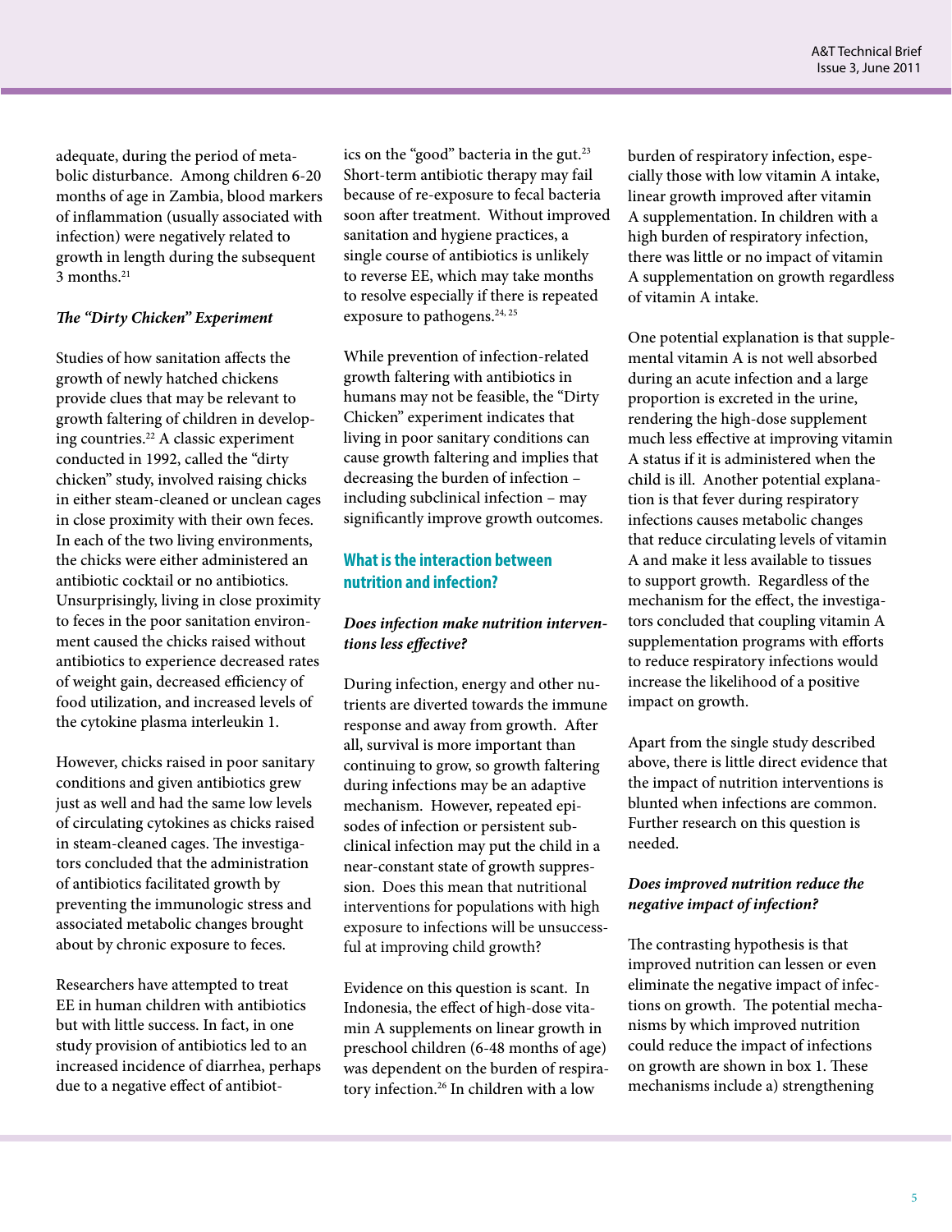adequate, during the period of metabolic disturbance. Among children 6-20 months of age in Zambia, blood markers of inflammation (usually associated with infection) were negatively related to growth in length during the subsequent 3 months.[21]

***The "Dirty Chicken" Experiment***

Studies of how sanitation affects the growth of newly hatched chickens provide clues that may be relevant to growth faltering of children in developing countries.[22] A classic experiment conducted in 1992, called the "dirty chicken" study, involved raising chicks in either steam-cleaned or unclean cages in close proximity with their own feces. In each of the two living environments, the chicks were either administered an antibiotic cocktail or no antibiotics. Unsurprisingly, living in close proximity to feces in the poor sanitation environment caused the chicks raised without antibiotics to experience decreased rates of weight gain, decreased efficiency of food utilization, and increased levels of the cytokine plasma interleukin 1.

However, chicks raised in poor sanitary conditions and given antibiotics grew just as well and had the same low levels of circulating cytokines as chicks raised in steam-cleaned cages. The investigators concluded that the administration of antibiotics facilitated growth by preventing the immunologic stress and associated metabolic changes brought about by chronic exposure to feces.

Researchers have attempted to treat EE in human children with antibiotics but with little success. In fact, in one study provision of antibiotics led to an increased incidence of diarrhea, perhaps due to a negative effect of antibiotics on the "good" bacteria in the gut.[23] Short-term antibiotic therapy may fail because of re-exposure to fecal bacteria soon after treatment. Without improved sanitation and hygiene practices, a single course of antibiotics is unlikely to reverse EE, which may take months to resolve especially if there is repeated exposure to pathogens.[24, 25]

While prevention of infection-related growth faltering with antibiotics in humans may not be feasible, the "Dirty Chicken" experiment indicates that living in poor sanitary conditions can cause growth faltering and implies that decreasing the burden of infection – including subclinical infection – may significantly improve growth outcomes.

## What is the interaction between nutrition and infection?

***Does infection make nutrition interventions less effective?***

During infection, energy and other nutrients are diverted towards the immune response and away from growth. After all, survival is more important than continuing to grow, so growth faltering during infections may be an adaptive mechanism. However, repeated episodes of infection or persistent subclinical infection may put the child in a near-constant state of growth suppression. Does this mean that nutritional interventions for populations with high exposure to infections will be unsuccessful at improving child growth?

Evidence on this question is scant. In Indonesia, the effect of high-dose vitamin A supplements on linear growth in preschool children (6-48 months of age) was dependent on the burden of respiratory infection.[26] In children with a low burden of respiratory infection, especially those with low vitamin A intake, linear growth improved after vitamin A supplementation. In children with a high burden of respiratory infection, there was little or no impact of vitamin A supplementation on growth regardless of vitamin A intake.

One potential explanation is that supplemental vitamin A is not well absorbed during an acute infection and a large proportion is excreted in the urine, rendering the high-dose supplement much less effective at improving vitamin A status if it is administered when the child is ill. Another potential explanation is that fever during respiratory infections causes metabolic changes that reduce circulating levels of vitamin A and make it less available to tissues to support growth. Regardless of the mechanism for the effect, the investigators concluded that coupling vitamin A supplementation programs with efforts to reduce respiratory infections would increase the likelihood of a positive impact on growth.

Apart from the single study described above, there is little direct evidence that the impact of nutrition interventions is blunted when infections are common. Further research on this question is needed.

***Does improved nutrition reduce the negative impact of infection?***

The contrasting hypothesis is that improved nutrition can lessen or even eliminate the negative impact of infections on growth. The potential mechanisms by which improved nutrition could reduce the impact of infections on growth are shown in box 1. These mechanisms include a) strengthening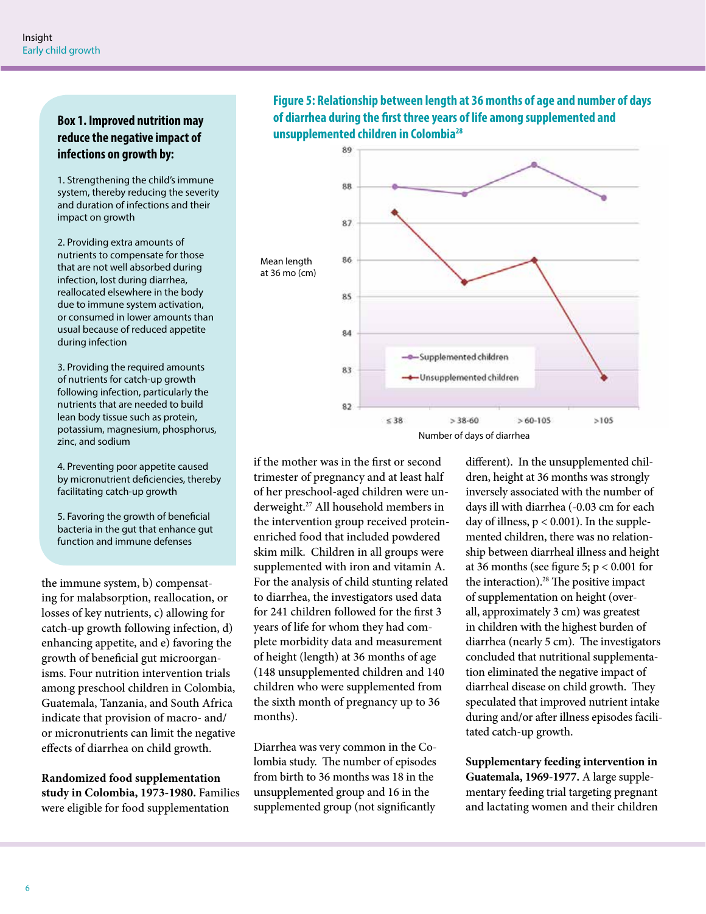### Box 1. Improved nutrition may reduce the negative impact of infections on growth by:

1. Strengthening the child's immune system, thereby reducing the severity and duration of infections and their impact on growth

2. Providing extra amounts of nutrients to compensate for those that are not well absorbed during infection, lost during diarrhea, reallocated elsewhere in the body due to immune system activation, or consumed in lower amounts than usual because of reduced appetite during infection

3. Providing the required amounts of nutrients for catch-up growth following infection, particularly the nutrients that are needed to build lean body tissue such as protein, potassium, magnesium, phosphorus, zinc, and sodium

4. Preventing poor appetite caused by micronutrient deficiencies, thereby facilitating catch-up growth

5. Favoring the growth of beneficial bacteria in the gut that enhance gut function and immune defenses

the immune system, b) compensating for malabsorption, reallocation, or losses of key nutrients, c) allowing for catch-up growth following infection, d) enhancing appetite, and e) favoring the growth of beneficial gut microorganisms. Four nutrition intervention trials among preschool children in Colombia, Guatemala, Tanzania, and South Africa indicate that provision of macro- and/or micronutrients can limit the negative effects of diarrhea on child growth.

**Randomized food supplementation study in Colombia, 1973-1980.** Families were eligible for food supplementation if the mother was in the first or second trimester of pregnancy and at least half of her preschool-aged children were underweight.[27] All household members in the intervention group received protein-enriched food that included powdered skim milk. Children in all groups were supplemented with iron and vitamin A. For the analysis of child stunting related to diarrhea, the investigators used data for 241 children followed for the first 3 years of life for whom they had complete morbidity data and measurement of height (length) at 36 months of age (148 unsupplemented children and 140 children who were supplemented from the sixth month of pregnancy up to 36 months).

**Figure 5: Relationship between length at 36 months of age and number of days of diarrhea during the first three years of life among supplemented and unsupplemented children in Colombia**[28]

| Number of days of diarrhea | Supplemented children: Mean length at 36 mo (cm) | Unsupplemented children: Mean length at 36 mo (cm) |
|---|---|---|
| ≤ 38 | ~88.0 | ~87.3 |
| > 38-60 | ~87.8 | ~85.4 |
| > 60-105 | ~88.6 | ~86.0 |
| >105 | ~87.7 | ~82.8 |

Diarrhea was very common in the Colombia study. The number of episodes from birth to 36 months was 18 in the unsupplemented group and 16 in the supplemented group (not significantly different). In the unsupplemented children, height at 36 months was strongly inversely associated with the number of days ill with diarrhea (-0.03 cm for each day of illness, $p < 0.001$). In the supplemented children, there was no relationship between diarrheal illness and height at 36 months (see figure 5; $p < 0.001$ for the interaction).[28] The positive impact of supplementation on height (overall, approximately 3 cm) was greatest in children with the highest burden of diarrhea (nearly 5 cm). The investigators concluded that nutritional supplementation eliminated the negative impact of diarrheal disease on child growth. They speculated that improved nutrient intake during and/or after illness episodes facilitated catch-up growth.

**Supplementary feeding intervention in Guatemala, 1969-1977.** A large supplementary feeding trial targeting pregnant and lactating women and their children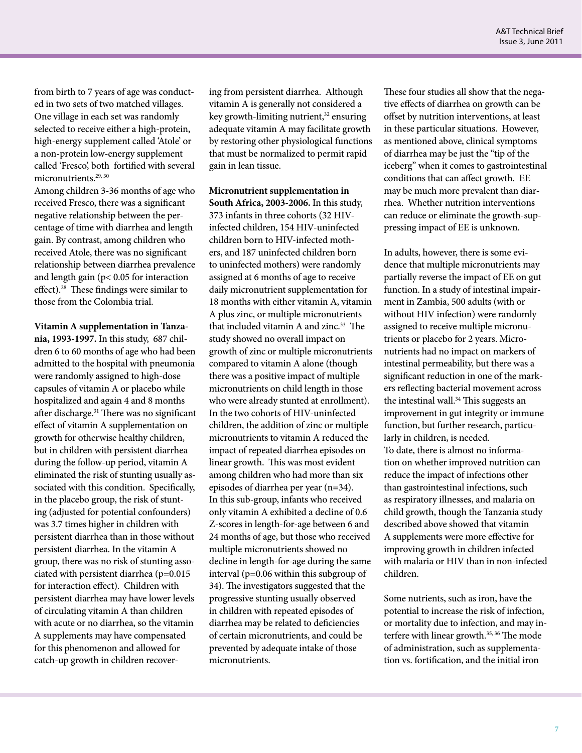from birth to 7 years of age was conducted in two sets of two matched villages. One village in each set was randomly selected to receive either a high-protein, high-energy supplement called 'Atole' or a non-protein low-energy supplement called 'Fresco', both fortified with several micronutrients.[29, 30]

Among children 3-36 months of age who received Fresco, there was a significant negative relationship between the percentage of time with diarrhea and length gain. By contrast, among children who received Atole, there was no significant relationship between diarrhea prevalence and length gain ($p < 0.05$ for interaction effect).[28] These findings were similar to those from the Colombia trial.

**Vitamin A supplementation in Tanzania, 1993-1997.** In this study, 687 children 6 to 60 months of age who had been admitted to the hospital with pneumonia were randomly assigned to high-dose capsules of vitamin A or placebo while hospitalized and again 4 and 8 months after discharge.[31] There was no significant effect of vitamin A supplementation on growth for otherwise healthy children, but in children with persistent diarrhea during the follow-up period, vitamin A eliminated the risk of stunting usually associated with this condition. Specifically, in the placebo group, the risk of stunting (adjusted for potential confounders) was 3.7 times higher in children with persistent diarrhea than in those without persistent diarrhea. In the vitamin A group, there was no risk of stunting associated with persistent diarrhea ($p=0.015$ for interaction effect). Children with persistent diarrhea may have lower levels of circulating vitamin A than children with acute or no diarrhea, so the vitamin A supplements may have compensated for this phenomenon and allowed for catch-up growth in children recovering from persistent diarrhea. Although vitamin A is generally not considered a key growth-limiting nutrient,[32] ensuring adequate vitamin A may facilitate growth by restoring other physiological functions that must be normalized to permit rapid gain in lean tissue.

**Micronutrient supplementation in South Africa, 2003-2006.** In this study, 373 infants in three cohorts (32 HIV-infected children, 154 HIV-uninfected children born to HIV-infected mothers, and 187 uninfected children born to uninfected mothers) were randomly assigned at 6 months of age to receive daily micronutrient supplementation for 18 months with either vitamin A, vitamin A plus zinc, or multiple micronutrients that included vitamin A and zinc.[33] The study showed no overall impact on growth of zinc or multiple micronutrients compared to vitamin A alone (though there was a positive impact of multiple micronutrients on child length in those who were already stunted at enrollment). In the two cohorts of HIV-uninfected children, the addition of zinc or multiple micronutrients to vitamin A reduced the impact of repeated diarrhea episodes on linear growth. This was most evident among children who had more than six episodes of diarrhea per year (n=34). In this sub-group, infants who received only vitamin A exhibited a decline of 0.6 Z-scores in length-for-age between 6 and 24 months of age, but those who received multiple micronutrients showed no decline in length-for-age during the same interval ($p=0.06$ within this subgroup of 34). The investigators suggested that the progressive stunting usually observed in children with repeated episodes of diarrhea may be related to deficiencies of certain micronutrients, and could be prevented by adequate intake of those micronutrients.

These four studies all show that the negative effects of diarrhea on growth can be offset by nutrition interventions, at least in these particular situations. However, as mentioned above, clinical symptoms of diarrhea may be just the "tip of the iceberg" when it comes to gastrointestinal conditions that can affect growth. EE may be much more prevalent than diarrhea. Whether nutrition interventions can reduce or eliminate the growth-suppressing impact of EE is unknown.

In adults, however, there is some evidence that multiple micronutrients may partially reverse the impact of EE on gut function. In a study of intestinal impairment in Zambia, 500 adults (with or without HIV infection) were randomly assigned to receive multiple micronutrients or placebo for 2 years. Micronutrients had no impact on markers of intestinal permeability, but there was a significant reduction in one of the markers reflecting bacterial movement across the intestinal wall.[34] This suggests an improvement in gut integrity or immune function, but further research, particularly in children, is needed.

To date, there is almost no information on whether improved nutrition can reduce the impact of infections other than gastrointestinal infections, such as respiratory illnesses, and malaria on child growth, though the Tanzania study described above showed that vitamin A supplements were more effective for improving growth in children infected with malaria or HIV than in non-infected children.

Some nutrients, such as iron, have the potential to increase the risk of infection, or mortality due to infection, and may interfere with linear growth.[35, 36] The mode of administration, such as supplementation vs. fortification, and the initial iron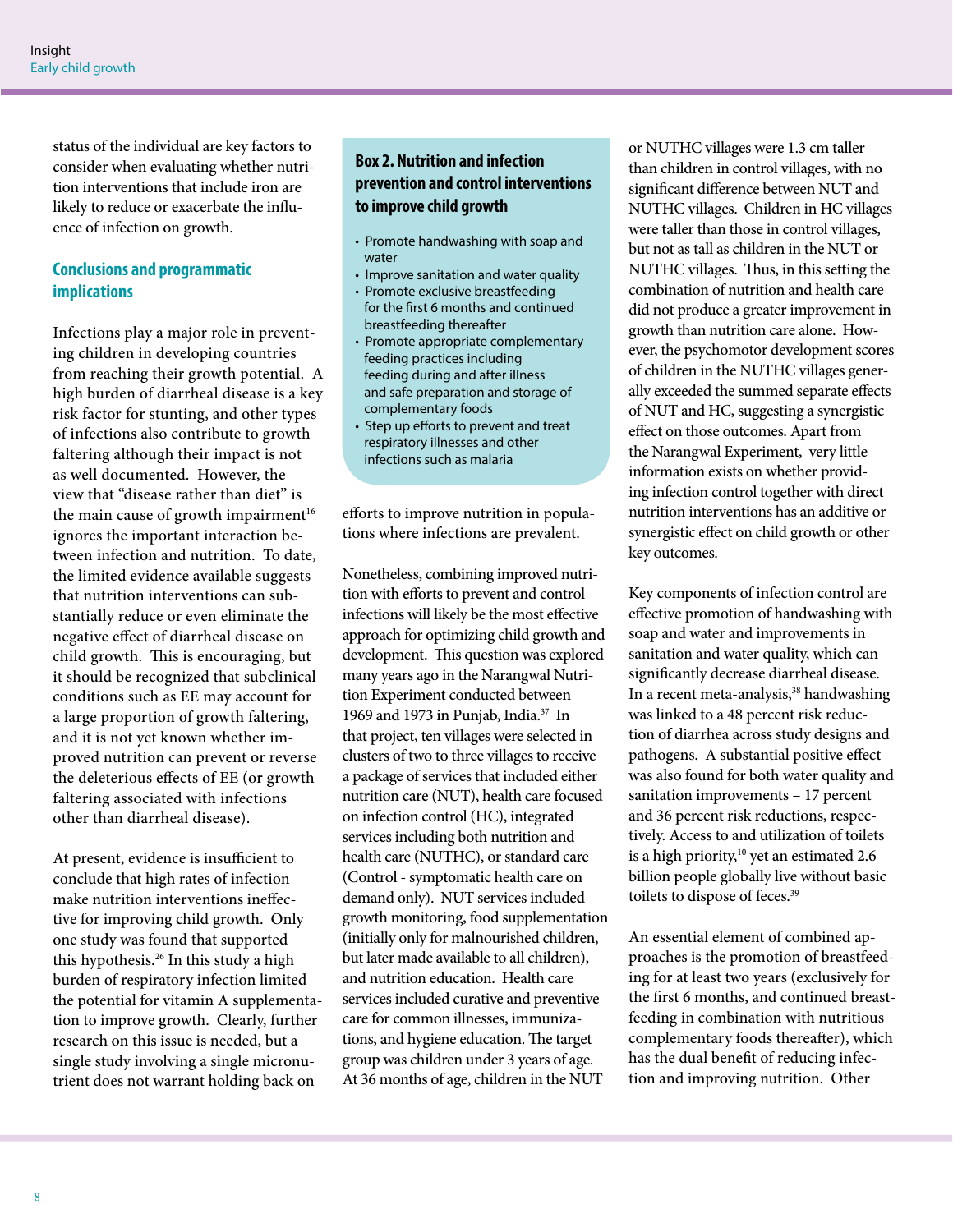status of the individual are key factors to consider when evaluating whether nutrition interventions that include iron are likely to reduce or exacerbate the influence of infection on growth.

## Conclusions and programmatic implications

Infections play a major role in preventing children in developing countries from reaching their growth potential. A high burden of diarrheal disease is a key risk factor for stunting, and other types of infections also contribute to growth faltering although their impact is not as well documented. However, the view that "disease rather than diet" is the main cause of growth impairment[16] ignores the important interaction between infection and nutrition. To date, the limited evidence available suggests that nutrition interventions can substantially reduce or even eliminate the negative effect of diarrheal disease on child growth. This is encouraging, but it should be recognized that subclinical conditions such as EE may account for a large proportion of growth faltering, and it is not yet known whether improved nutrition can prevent or reverse the deleterious effects of EE (or growth faltering associated with infections other than diarrheal disease).

At present, evidence is insufficient to conclude that high rates of infection make nutrition interventions ineffective for improving child growth. Only one study was found that supported this hypothesis.[26] In this study a high burden of respiratory infection limited the potential for vitamin A supplementation to improve growth. Clearly, further research on this issue is needed, but a single study involving a single micronutrient does not warrant holding back on efforts to improve nutrition in populations where infections are prevalent.

> **Box 2. Nutrition and infection prevention and control interventions to improve child growth**
>
> - Promote handwashing with soap and water
> - Improve sanitation and water quality
> - Promote exclusive breastfeeding for the first 6 months and continued breastfeeding thereafter
> - Promote appropriate complementary feeding practices including feeding during and after illness and safe preparation and storage of complementary foods
> - Step up efforts to prevent and treat respiratory illnesses and other infections such as malaria

Nonetheless, combining improved nutrition with efforts to prevent and control infections will likely be the most effective approach for optimizing child growth and development. This question was explored many years ago in the Narangwal Nutrition Experiment conducted between 1969 and 1973 in Punjab, India.[37] In that project, ten villages were selected in clusters of two to three villages to receive a package of services that included either nutrition care (NUT), health care focused on infection control (HC), integrated services including both nutrition and health care (NUTHC), or standard care (Control - symptomatic health care on demand only). NUT services included growth monitoring, food supplementation (initially only for malnourished children, but later made available to all children), and nutrition education. Health care services included curative and preventive care for common illnesses, immunizations, and hygiene education. The target group was children under 3 years of age. At 36 months of age, children in the NUT or NUTHC villages were 1.3 cm taller than children in control villages, with no significant difference between NUT and NUTHC villages. Children in HC villages were taller than those in control villages, but not as tall as children in the NUT or NUTHC villages. Thus, in this setting the combination of nutrition and health care did not produce a greater improvement in growth than nutrition care alone. However, the psychomotor development scores of children in the NUTHC villages generally exceeded the summed separate effects of NUT and HC, suggesting a synergistic effect on those outcomes. Apart from the Narangwal Experiment, very little information exists on whether providing infection control together with direct nutrition interventions has an additive or synergistic effect on child growth or other key outcomes.

Key components of infection control are effective promotion of handwashing with soap and water and improvements in sanitation and water quality, which can significantly decrease diarrheal disease. In a recent meta-analysis,[38] handwashing was linked to a 48 percent risk reduction of diarrhea across study designs and pathogens. A substantial positive effect was also found for both water quality and sanitation improvements – 17 percent and 36 percent risk reductions, respectively. Access to and utilization of toilets is a high priority,[10] yet an estimated 2.6 billion people globally live without basic toilets to dispose of feces.[39]

An essential element of combined approaches is the promotion of breastfeeding for at least two years (exclusively for the first 6 months, and continued breastfeeding in combination with nutritious complementary foods thereafter), which has the dual benefit of reducing infection and improving nutrition. Other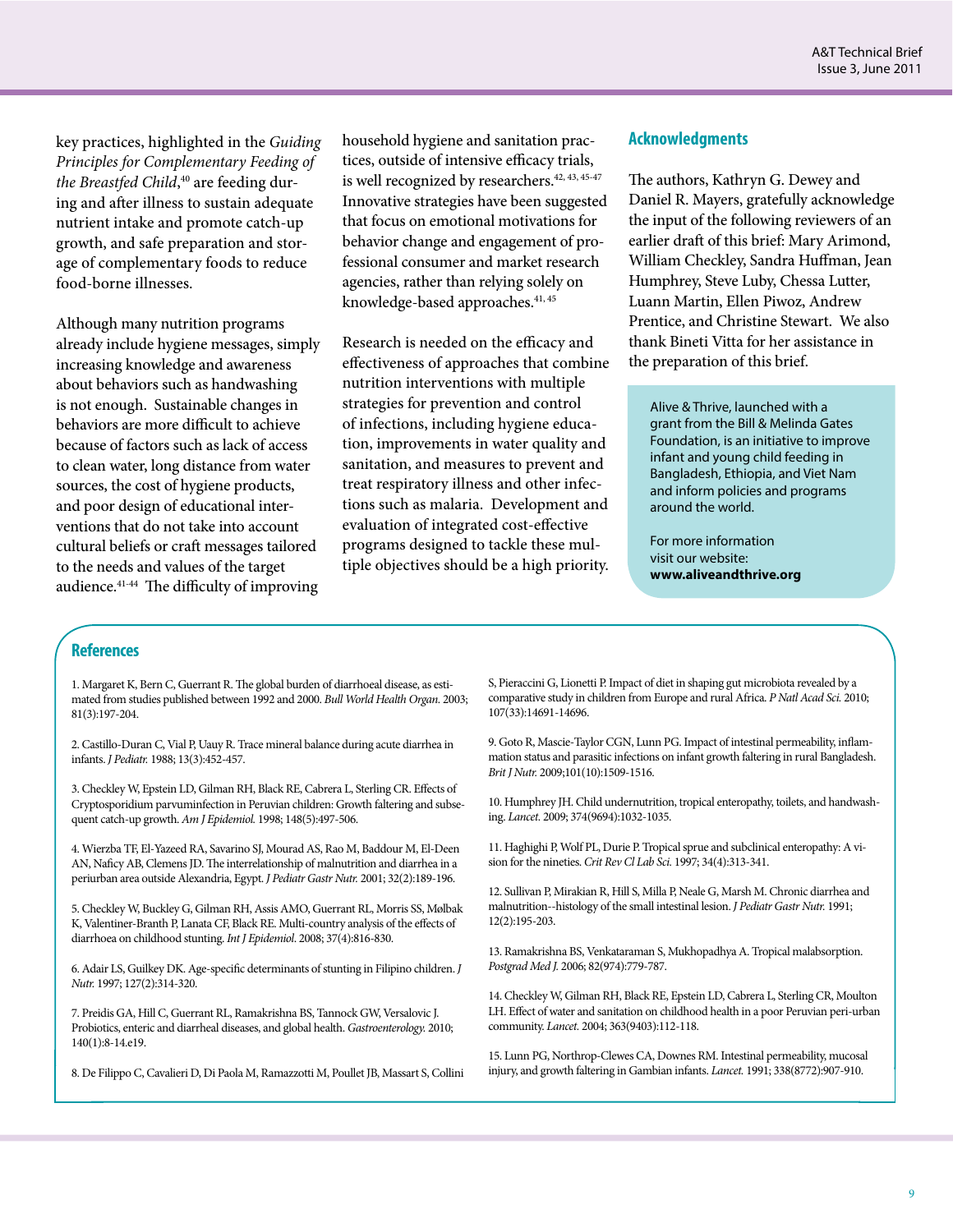key practices, highlighted in the *Guiding Principles for Complementary Feeding of the Breastfed Child*,[40] are feeding during and after illness to sustain adequate nutrient intake and promote catch-up growth, and safe preparation and storage of complementary foods to reduce food-borne illnesses.

Although many nutrition programs already include hygiene messages, simply increasing knowledge and awareness about behaviors such as handwashing is not enough. Sustainable changes in behaviors are more difficult to achieve because of factors such as lack of access to clean water, long distance from water sources, the cost of hygiene products, and poor design of educational interventions that do not take into account cultural beliefs or craft messages tailored to the needs and values of the target audience.[41-44] The difficulty of improving household hygiene and sanitation practices, outside of intensive efficacy trials, is well recognized by researchers.[42, 43, 45-47] Innovative strategies have been suggested that focus on emotional motivations for behavior change and engagement of professional consumer and market research agencies, rather than relying solely on knowledge-based approaches.[41, 45]

Research is needed on the efficacy and effectiveness of approaches that combine nutrition interventions with multiple strategies for prevention and control of infections, including hygiene education, improvements in water quality and sanitation, and measures to prevent and treat respiratory illness and other infections such as malaria. Development and evaluation of integrated cost-effective programs designed to tackle these multiple objectives should be a high priority.

## Acknowledgments

The authors, Kathryn G. Dewey and Daniel R. Mayers, gratefully acknowledge the input of the following reviewers of an earlier draft of this brief: Mary Arimond, William Checkley, Sandra Huffman, Jean Humphrey, Steve Luby, Chessa Lutter, Luann Martin, Ellen Piwoz, Andrew Prentice, and Christine Stewart. We also thank Bineti Vitta for her assistance in the preparation of this brief.

Alive & Thrive, launched with a grant from the Bill & Melinda Gates Foundation, is an initiative to improve infant and young child feeding in Bangladesh, Ethiopia, and Viet Nam and inform policies and programs around the world.

For more information visit our website: **www.aliveandthrive.org**

## References

1. Margaret K, Bern C, Guerrant R. The global burden of diarrhoeal disease, as estimated from studies published between 1992 and 2000. *Bull World Health Organ.* 2003; 81(3):197-204.

2. Castillo-Duran C, Vial P, Uauy R. Trace mineral balance during acute diarrhea in infants. *J Pediatr.* 1988; 13(3):452-457.

3. Checkley W, Epstein LD, Gilman RH, Black RE, Cabrera L, Sterling CR. Effects of Cryptosporidium parvuminfection in Peruvian children: Growth faltering and subsequent catch-up growth. *Am J Epidemiol.* 1998; 148(5):497-506.

4. Wierzba TF, El-Yazeed RA, Savarino SJ, Mourad AS, Rao M, Baddour M, El-Deen AN, Naficy AB, Clemens JD. The interrelationship of malnutrition and diarrhea in a periurban area outside Alexandria, Egypt. *J Pediatr Gastr Nutr.* 2001; 32(2):189-196.

5. Checkley W, Buckley G, Gilman RH, Assis AMO, Guerrant RL, Morris SS, Mølbak K, Valentiner-Branth P, Lanata CF, Black RE. Multi-country analysis of the effects of diarrhoea on childhood stunting. *Int J Epidemiol.* 2008; 37(4):816-830.

6. Adair LS, Guilkey DK. Age-specific determinants of stunting in Filipino children. *J Nutr.* 1997; 127(2):314-320.

7. Preidis GA, Hill C, Guerrant RL, Ramakrishna BS, Tannock GW, Versalovic J. Probiotics, enteric and diarrheal diseases, and global health. *Gastroenterology.* 2010; 140(1):8-14.e19.

8. De Filippo C, Cavalieri D, Di Paola M, Ramazzotti M, Poullet JB, Massart S, Collini S, Pieraccini G, Lionetti P. Impact of diet in shaping gut microbiota revealed by a comparative study in children from Europe and rural Africa. *P Natl Acad Sci.* 2010; 107(33):14691-14696.

9. Goto R, Mascie-Taylor CGN, Lunn PG. Impact of intestinal permeability, inflammation status and parasitic infections on infant growth faltering in rural Bangladesh. *Brit J Nutr.* 2009;101(10):1509-1516.

10. Humphrey JH. Child undernutrition, tropical enteropathy, toilets, and handwashing. *Lancet.* 2009; 374(9694):1032-1035.

11. Haghighi P, Wolf PL, Durie P. Tropical sprue and subclinical enteropathy: A vision for the nineties. *Crit Rev Cl Lab Sci.* 1997; 34(4):313-341.

12. Sullivan P, Mirakian R, Hill S, Milla P, Neale G, Marsh M. Chronic diarrhea and malnutrition--histology of the small intestinal lesion. *J Pediatr Gastr Nutr.* 1991; 12(2):195-203.

13. Ramakrishna BS, Venkataraman S, Mukhopadhya A. Tropical malabsorption. *Postgrad Med J.* 2006; 82(974):779-787.

14. Checkley W, Gilman RH, Black RE, Epstein LD, Cabrera L, Sterling CR, Moulton LH. Effect of water and sanitation on childhood health in a poor Peruvian peri-urban community. *Lancet.* 2004; 363(9403):112-118.

15. Lunn PG, Northrop-Clewes CA, Downes RM. Intestinal permeability, mucosal injury, and growth faltering in Gambian infants. *Lancet.* 1991; 338(8772):907-910.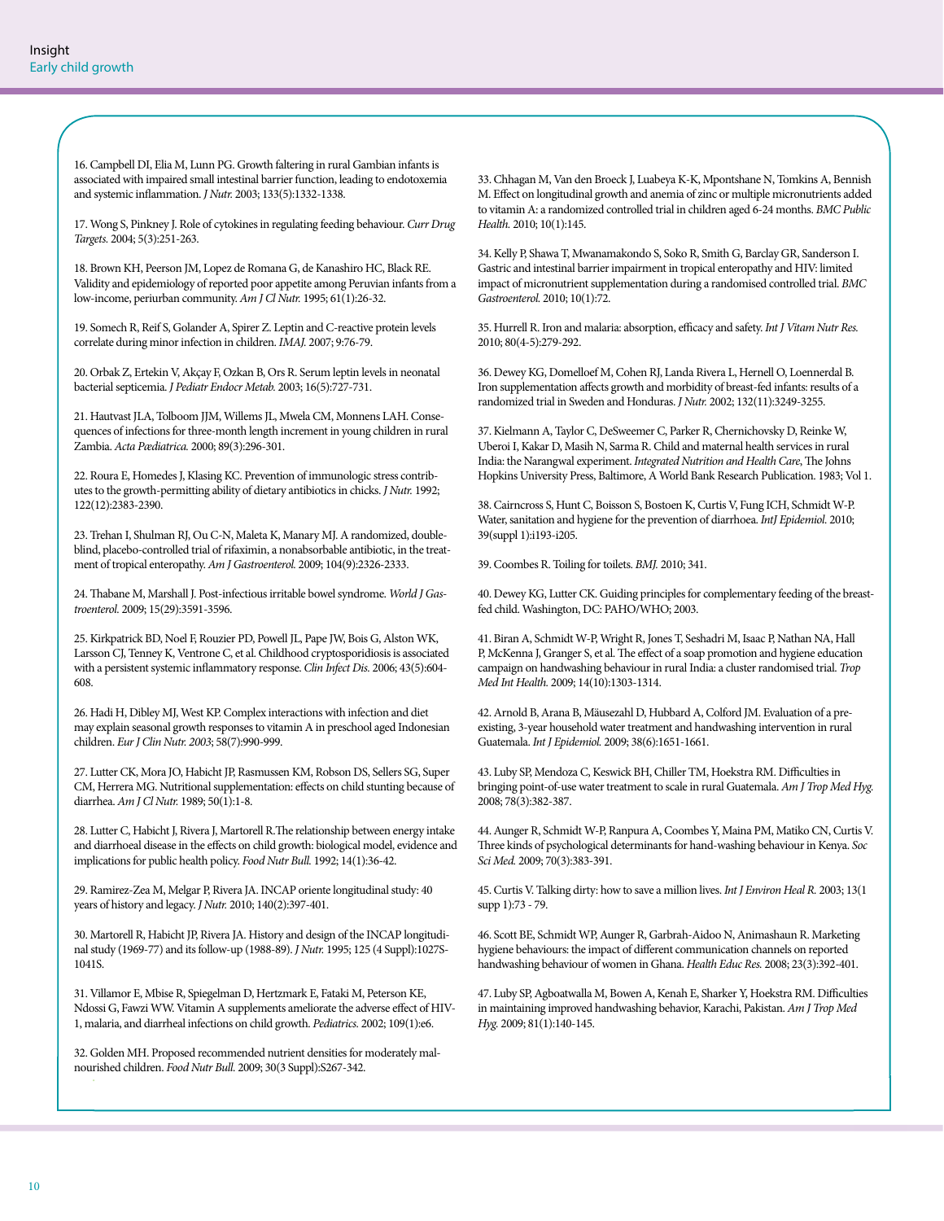16. Campbell DI, Elia M, Lunn PG. Growth faltering in rural Gambian infants is associated with impaired small intestinal barrier function, leading to endotoxemia and systemic inflammation. *J Nutr.* 2003; 133(5):1332-1338.

17. Wong S, Pinkney J. Role of cytokines in regulating feeding behaviour. *Curr Drug Targets.* 2004; 5(3):251-263.

18. Brown KH, Peerson JM, Lopez de Romana G, de Kanashiro HC, Black RE. Validity and epidemiology of reported poor appetite among Peruvian infants from a low-income, periurban community. *Am J Cl Nutr.* 1995; 61(1):26-32.

19. Somech R, Reif S, Golander A, Spirer Z. Leptin and C-reactive protein levels correlate during minor infection in children. *IMAJ.* 2007; 9:76-79.

20. Orbak Z, Ertekin V, Akçay F, Ozkan B, Ors R. Serum leptin levels in neonatal bacterial septicemia. *J Pediatr Endocr Metab.* 2003; 16(5):727-731.

21. Hautvast JLA, Tolboom JJM, Willems JL, Mwela CM, Monnens LAH. Consequences of infections for three-month length increment in young children in rural Zambia. *Acta Pædiatrica.* 2000; 89(3):296-301.

22. Roura E, Homedes J, Klasing KC. Prevention of immunologic stress contributes to the growth-permitting ability of dietary antibiotics in chicks. *J Nutr.* 1992; 122(12):2383-2390.

23. Trehan I, Shulman RJ, Ou C-N, Maleta K, Manary MJ. A randomized, double-blind, placebo-controlled trial of rifaximin, a nonabsorbable antibiotic, in the treatment of tropical enteropathy. *Am J Gastroenterol.* 2009; 104(9):2326-2333.

24. Thabane M, Marshall J. Post-infectious irritable bowel syndrome. *World J Gastroenterol.* 2009; 15(29):3591-3596.

25. Kirkpatrick BD, Noel F, Rouzier PD, Powell JL, Pape JW, Bois G, Alston WK, Larsson CJ, Tenney K, Ventrone C, et al. Childhood cryptosporidiosis is associated with a persistent systemic inflammatory response. *Clin Infect Dis.* 2006; 43(5):604-608.

26. Hadi H, Dibley MJ, West KP. Complex interactions with infection and diet may explain seasonal growth responses to vitamin A in preschool aged Indonesian children. *Eur J Clin Nutr. 2003*; 58(7):990-999.

27. Lutter CK, Mora JO, Habicht JP, Rasmussen KM, Robson DS, Sellers SG, Super CM, Herrera MG. Nutritional supplementation: effects on child stunting because of diarrhea. *Am J Cl Nutr.* 1989; 50(1):1-8.

28. Lutter C, Habicht J, Rivera J, Martorell R.The relationship between energy intake and diarrhoeal disease in the effects on child growth: biological model, evidence and implications for public health policy. *Food Nutr Bull.* 1992; 14(1):36-42.

29. Ramirez-Zea M, Melgar P, Rivera JA. INCAP oriente longitudinal study: 40 years of history and legacy. *J Nutr.* 2010; 140(2):397-401.

30. Martorell R, Habicht JP, Rivera JA. History and design of the INCAP longitudinal study (1969-77) and its follow-up (1988-89). *J Nutr.* 1995; 125 (4 Suppl):1027S-1041S.

31. Villamor E, Mbise R, Spiegelman D, Hertzmark E, Fataki M, Peterson KE, Ndossi G, Fawzi WW. Vitamin A supplements ameliorate the adverse effect of HIV-1, malaria, and diarrheal infections on child growth. *Pediatrics.* 2002; 109(1):e6.

32. Golden MH. Proposed recommended nutrient densities for moderately malnourished children. *Food Nutr Bull.* 2009; 30(3 Suppl):S267-342.

33. Chhagan M, Van den Broeck J, Luabeya K-K, Mpontshane N, Tomkins A, Bennish M. Effect on longitudinal growth and anemia of zinc or multiple micronutrients added to vitamin A: a randomized controlled trial in children aged 6-24 months. *BMC Public Health.* 2010; 10(1):145.

34. Kelly P, Shawa T, Mwanamakondo S, Soko R, Smith G, Barclay GR, Sanderson I. Gastric and intestinal barrier impairment in tropical enteropathy and HIV: limited impact of micronutrient supplementation during a randomised controlled trial. *BMC Gastroenterol.* 2010; 10(1):72.

35. Hurrell R. Iron and malaria: absorption, efficacy and safety. *Int J Vitam Nutr Res.* 2010; 80(4-5):279-292.

36. Dewey KG, Domelloef M, Cohen RJ, Landa Rivera L, Hernell O, Loennerdal B. Iron supplementation affects growth and morbidity of breast-fed infants: results of a randomized trial in Sweden and Honduras. *J Nutr.* 2002; 132(11):3249-3255.

37. Kielmann A, Taylor C, DeSweemer C, Parker R, Chernichovsky D, Reinke W, Uberoi I, Kakar D, Masih N, Sarma R. Child and maternal health services in rural India: the Narangwal experiment. *Integrated Nutrition and Health Care*, The Johns Hopkins University Press, Baltimore, A World Bank Research Publication. 1983; Vol 1.

38. Cairncross S, Hunt C, Boisson S, Bostoen K, Curtis V, Fung ICH, Schmidt W-P. Water, sanitation and hygiene for the prevention of diarrhoea. *IntJ Epidemiol.* 2010; 39(suppl 1):i193-i205.

39. Coombes R. Toiling for toilets. *BMJ.* 2010; 341.

40. Dewey KG, Lutter CK. Guiding principles for complementary feeding of the breastfed child. Washington, DC: PAHO/WHO; 2003.

41. Biran A, Schmidt W-P, Wright R, Jones T, Seshadri M, Isaac P, Nathan NA, Hall P, McKenna J, Granger S, et al. The effect of a soap promotion and hygiene education campaign on handwashing behaviour in rural India: a cluster randomised trial. *Trop Med Int Health.* 2009; 14(10):1303-1314.

42. Arnold B, Arana B, Mäusezahl D, Hubbard A, Colford JM. Evaluation of a pre-existing, 3-year household water treatment and handwashing intervention in rural Guatemala. *Int J Epidemiol.* 2009; 38(6):1651-1661.

43. Luby SP, Mendoza C, Keswick BH, Chiller TM, Hoekstra RM. Difficulties in bringing point-of-use water treatment to scale in rural Guatemala. *Am J Trop Med Hyg.* 2008; 78(3):382-387.

44. Aunger R, Schmidt W-P, Ranpura A, Coombes Y, Maina PM, Matiko CN, Curtis V. Three kinds of psychological determinants for hand-washing behaviour in Kenya. *Soc Sci Med.* 2009; 70(3):383-391.

45. Curtis V. Talking dirty: how to save a million lives. *Int J Environ Heal R.* 2003; 13(1 supp 1):73 - 79.

46. Scott BE, Schmidt WP, Aunger R, Garbrah-Aidoo N, Animashaun R. Marketing hygiene behaviours: the impact of different communication channels on reported handwashing behaviour of women in Ghana. *Health Educ Res.* 2008; 23(3):392-401.

47. Luby SP, Agboatwalla M, Bowen A, Kenah E, Sharker Y, Hoekstra RM. Difficulties in maintaining improved handwashing behavior, Karachi, Pakistan. *Am J Trop Med Hyg.* 2009; 81(1):140-145.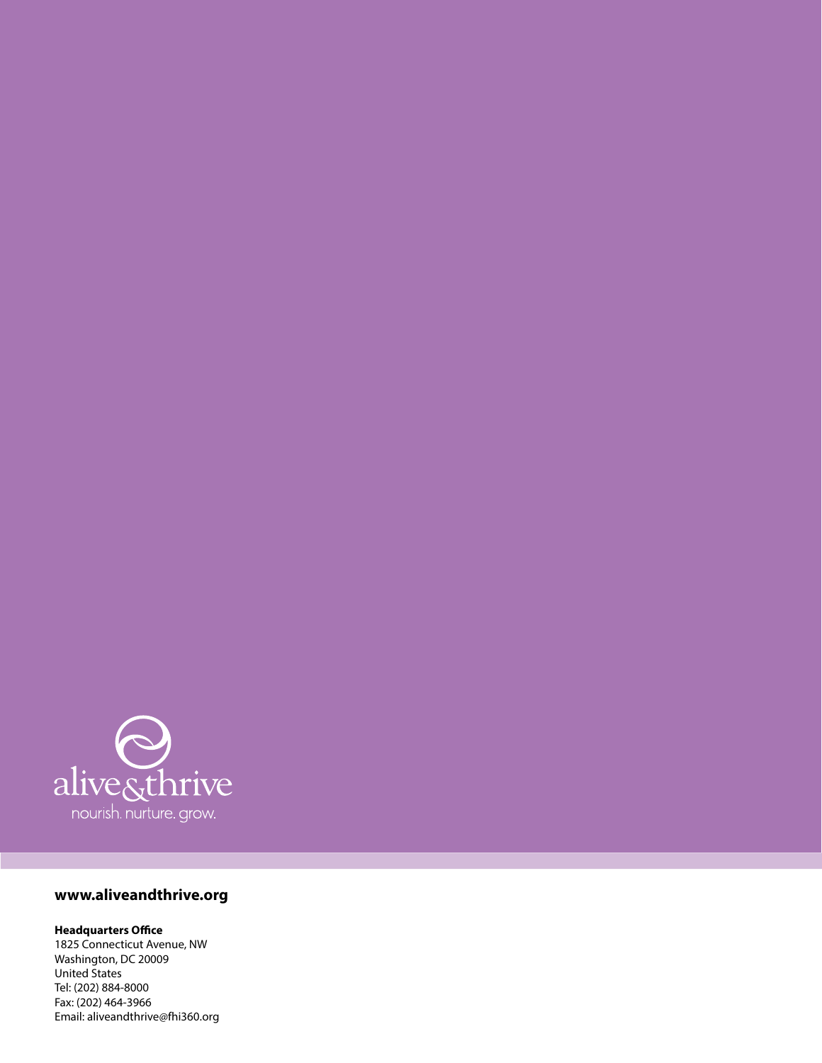alive&thrive

nourish. nurture. grow.

**www.aliveandthrive.org**

**Headquarters Office**
1825 Connecticut Avenue, NW
Washington, DC 20009
United States
Tel: (202) 884-8000
Fax: (202) 464-3966
Email: aliveandthrive@fhi360.org